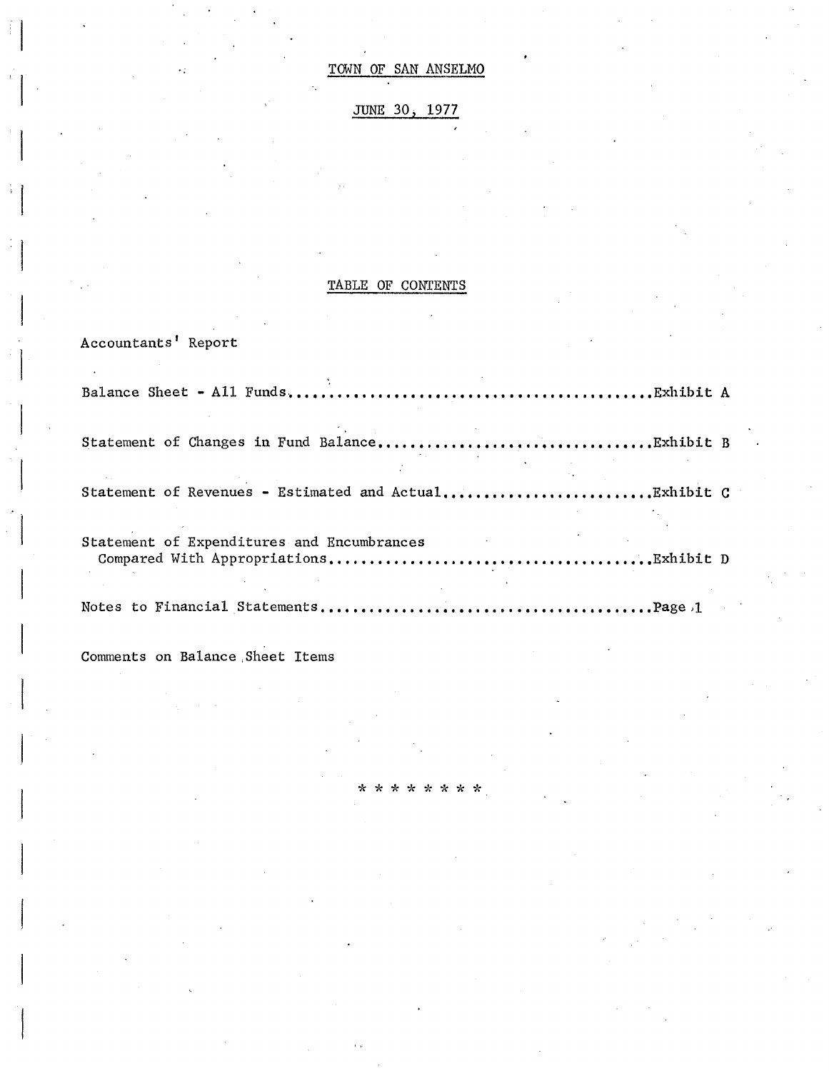# TOWN OF SAN ANSELMO

## JUNE 30, 1977

## TABLE OF CONTENTS

Accountants' Report

Balance Sheet - All Funds............................................Exhibit A

Statement of Changes in Fund Balance.................................Exhibit B

Statement of Revenues - Estimated and Actual.........................Exhibit C

Statement of Expenditures and Encumbrances
  Compared With Appropriations.......................................Exhibit D

Notes to Financial Statements........................................Page 1

Comments on Balance Sheet Items

* * * * * * * *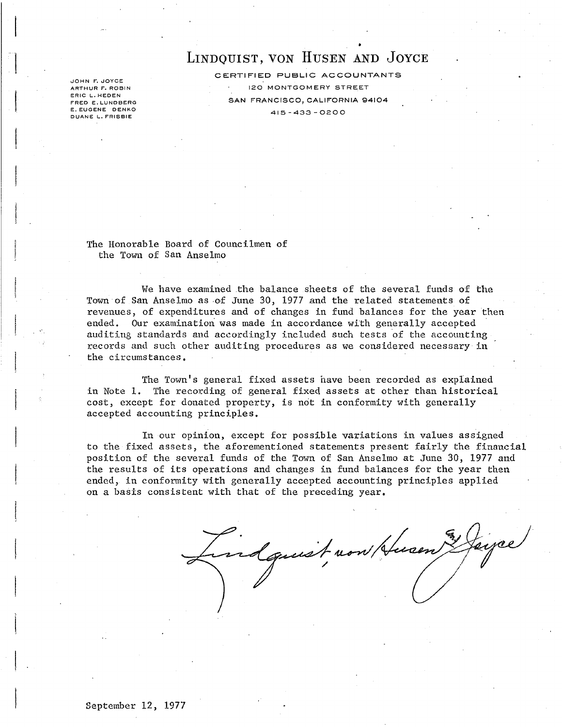# Lindquist, von Husen and Joyce

CERTIFIED PUBLIC ACCOUNTANTS
120 MONTGOMERY STREET
SAN FRANCISCO, CALIFORNIA 94104
415-433-0200

JOHN F. JOYCE
ARTHUR F. ROBIN
ERIC L. HEDEN
FRED E. LUNDBERG
E. EUGENE DENKO
DUANE L. FRISBIE

The Honorable Board of Councilmen of
the Town of San Anselmo

We have examined the balance sheets of the several funds of the Town of San Anselmo as of June 30, 1977 and the related statements of revenues, of expenditures and of changes in fund balances for the year then ended. Our examination was made in accordance with generally accepted auditing standards and accordingly included such tests of the accounting records and such other auditing procedures as we considered necessary in the circumstances.

The Town's general fixed assets have been recorded as explained in Note 1. The recording of general fixed assets at other than historical cost, except for donated property, is not in conformity with generally accepted accounting principles.

In our opinion, except for possible variations in values assigned to the fixed assets, the aforementioned statements present fairly the financial position of the several funds of the Town of San Anselmo at June 30, 1977 and the results of its operations and changes in fund balances for the year then ended, in conformity with generally accepted accounting principles applied on a basis consistent with that of the preceding year.

Lindquist, von Husen & Joyce

September 12, 1977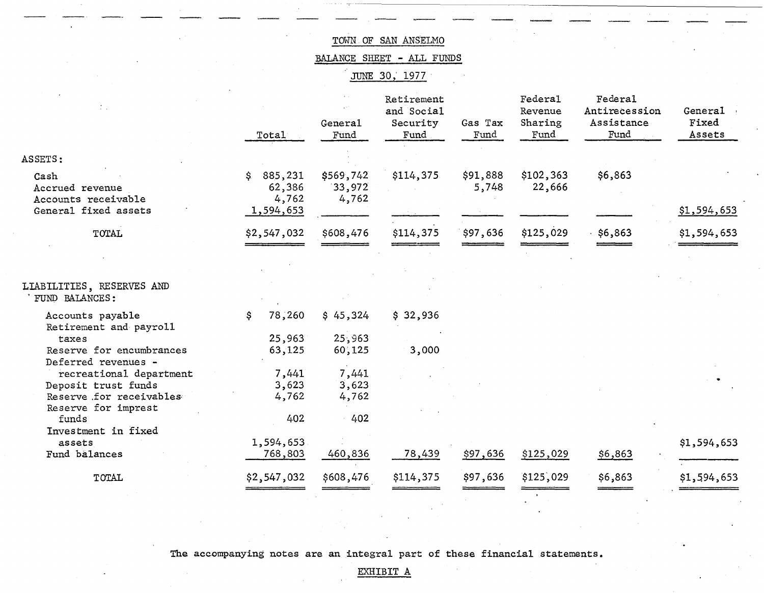# TOWN OF SAN ANSELMO

## BALANCE SHEET - ALL FUNDS

### JUNE 30, 1977

| | Total | General Fund | Retirement and Social Security Fund | Gas Tax Fund | Federal Revenue Sharing Fund | Federal Antirecession Assistance Fund | General Fixed Assets |
|---|---|---|---|---|---|---|---|
| **ASSETS:** | | | | | | | |
| Cash | $ 885,231 | $569,742 | $114,375 | $91,888 | $102,363 | $6,863 | |
| Accrued revenue | 62,386 | 33,972 | | 5,748 | 22,666 | | |
| Accounts receivable | 4,762 | 4,762 | | | | | |
| General fixed assets | 1,594,653 | | | | | | $1,594,653 |
| TOTAL | $2,547,032 | $608,476 | $114,375 | $97,636 | $125,029 | $6,863 | $1,594,653 |
| **LIABILITIES, RESERVES AND FUND BALANCES:** | | | | | | | |
| Accounts payable | $ 78,260 | $ 45,324 | $ 32,936 | | | | |
| Retirement and payroll taxes | 25,963 | 25,963 | | | | | |
| Reserve for encumbrances | 63,125 | 60,125 | 3,000 | | | | |
| Deferred revenues - recreational department | 7,441 | 7,441 | | | | | |
| Deposit trust funds | 3,623 | 3,623 | | | | | |
| Reserve for receivables | 4,762 | 4,762 | | | | | |
| Reserve for imprest funds | 402 | 402 | | | | | |
| Investment in fixed assets | 1,594,653 | | | | | | $1,594,653 |
| Fund balances | 768,803 | 460,836 | 78,439 | $97,636 | $125,029 | $6,863 | |
| TOTAL | $2,547,032 | $608,476 | $114,375 | $97,636 | $125,029 | $6,863 | $1,594,653 |

The accompanying notes are an integral part of these financial statements.

EXHIBIT A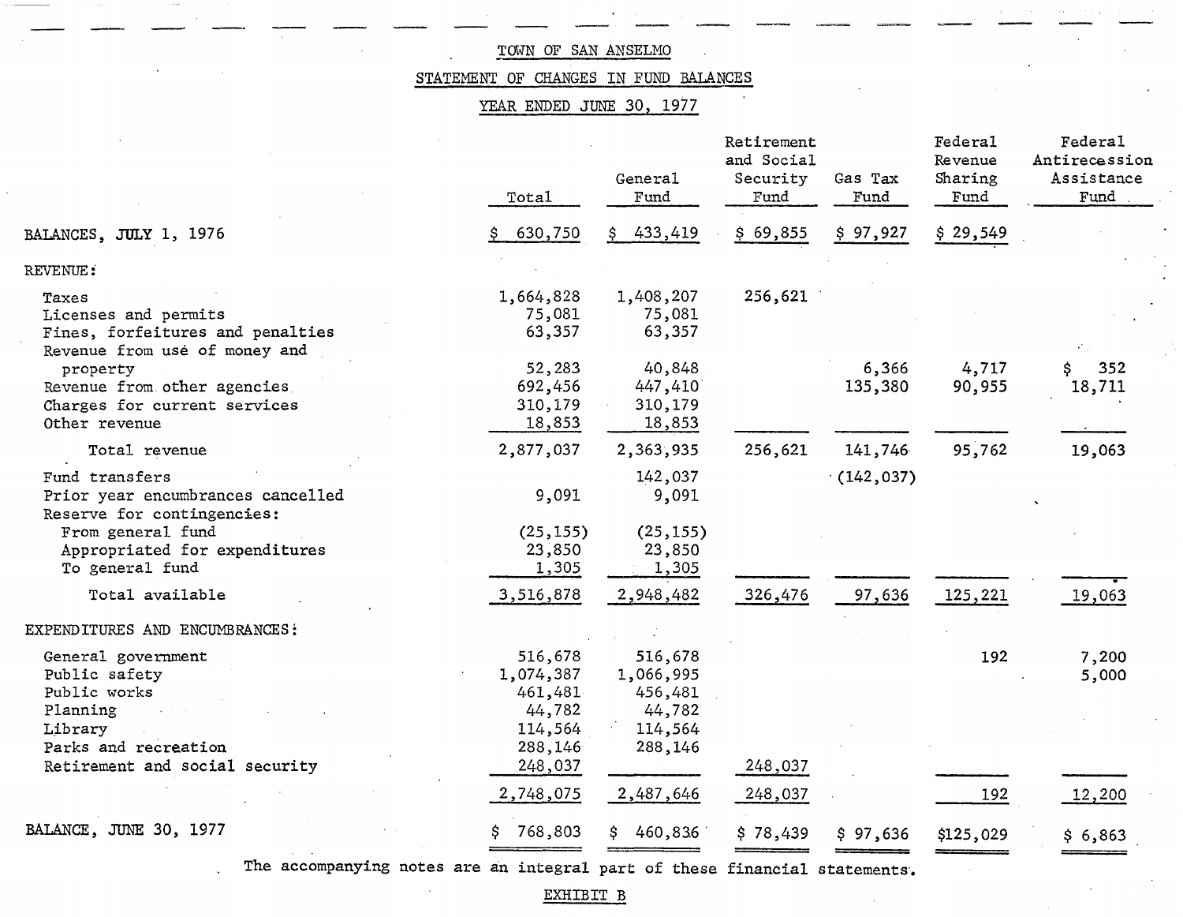TOWN OF SAN ANSELMO

STATEMENT OF CHANGES IN FUND BALANCES

YEAR ENDED JUNE 30, 1977

| | Total | General Fund | Retirement and Social Security Fund | Gas Tax Fund | Federal Revenue Sharing Fund | Federal Antirecession Assistance Fund |
|---|---|---|---|---|---|---|
| BALANCES, JULY 1, 1976 | $ 630,750 | $ 433,419 | $ 69,855 | $ 97,927 | $ 29,549 | |
| REVENUE: | | | | | | |
| Taxes | 1,664,828 | 1,408,207 | 256,621 | | | |
| Licenses and permits | 75,081 | 75,081 | | | | |
| Fines, forfeitures and penalties | 63,357 | 63,357 | | | | |
| Revenue from use of money and property | 52,283 | 40,848 | | 6,366 | 4,717 | $ 352 |
| Revenue from other agencies | 692,456 | 447,410 | | 135,380 | 90,955 | 18,711 |
| Charges for current services | 310,179 | 310,179 | | | | |
| Other revenue | 18,853 | 18,853 | | | | |
| Total revenue | 2,877,037 | 2,363,935 | 256,621 | 141,746 | 95,762 | 19,063 |
| Fund transfers | | 142,037 | | (142,037) | | |
| Prior year encumbrances cancelled | 9,091 | 9,091 | | | | |
| Reserve for contingencies: | | | | | | |
| From general fund | (25,155) | (25,155) | | | | |
| Appropriated for expenditures | 23,850 | 23,850 | | | | |
| To general fund | 1,305 | 1,305 | | | | |
| Total available | 3,516,878 | 2,948,482 | 326,476 | 97,636 | 125,221 | 19,063 |
| EXPENDITURES AND ENCUMBRANCES: | | | | | | |
| General government | 516,678 | 516,678 | | | 192 | 7,200 |
| Public safety | 1,074,387 | 1,066,995 | | | | 5,000 |
| Public works | 461,481 | 456,481 | | | | |
| Planning | 44,782 | 44,782 | | | | |
| Library | 114,564 | 114,564 | | | | |
| Parks and recreation | 288,146 | 288,146 | | | | |
| Retirement and social security | 248,037 | | 248,037 | | | |
| | 2,748,075 | 2,487,646 | 248,037 | | 192 | 12,200 |
| BALANCE, JUNE 30, 1977 | $ 768,803 | $ 460,836 | $ 78,439 | $ 97,636 | $125,029 | $ 6,863 |

The accompanying notes are an integral part of these financial statements.

EXHIBIT B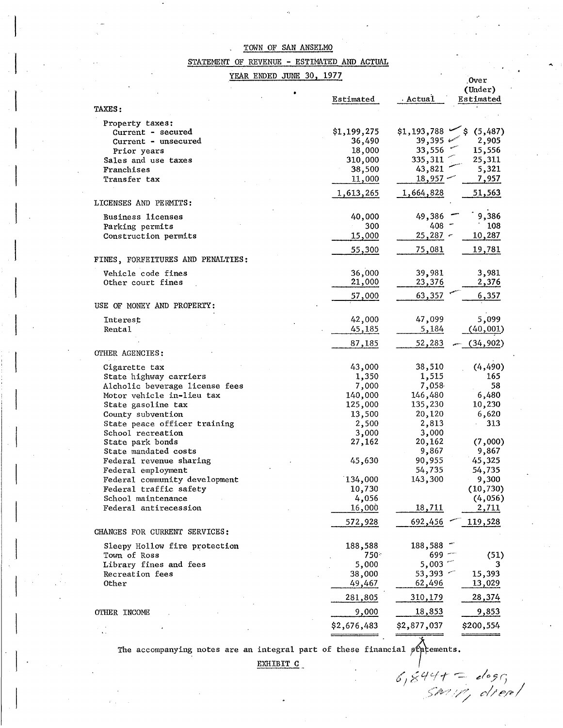TOWN OF SAN ANSELMO

STATEMENT OF REVENUE - ESTIMATED AND ACTUAL

YEAR ENDED JUNE 30, 1977

| | Estimated | Actual | Over (Under) Estimated |
|---|---|---|---|
| **TAXES:** | | | |
| Property taxes: | | | |
| Current - secured | $1,199,275 | $1,193,788 | $ (5,487) |
| Current - unsecured | 36,490 | 39,395 | 2,905 |
| Prior years | 18,000 | 33,556 | 15,556 |
| Sales and use taxes | 310,000 | 335,311 | 25,311 |
| Franchises | 38,500 | 43,821 | 5,321 |
| Transfer tax | 11,000 | 18,957 | 7,957 |
| | 1,613,265 | 1,664,828 | 51,563 |
| **LICENSES AND PERMITS:** | | | |
| Business licenses | 40,000 | 49,386 | 9,386 |
| Parking permits | 300 | 408 | 108 |
| Construction permits | 15,000 | 25,287 | 10,287 |
| | 55,300 | 75,081 | 19,781 |
| **FINES, FORFEITURES AND PENALTIES:** | | | |
| Vehicle code fines | 36,000 | 39,981 | 3,981 |
| Other court fines | 21,000 | 23,376 | 2,376 |
| | 57,000 | 63,357 | 6,357 |
| **USE OF MONEY AND PROPERTY:** | | | |
| Interest | 42,000 | 47,099 | 5,099 |
| Rental | 45,185 | 5,184 | (40,001) |
| | 87,185 | 52,283 | (34,902) |
| **OTHER AGENCIES:** | | | |
| Cigarette tax | 43,000 | 38,510 | (4,490) |
| State highway carriers | 1,350 | 1,515 | 165 |
| Alcholic beverage license fees | 7,000 | 7,058 | 58 |
| Motor vehicle in-lieu tax | 140,000 | 146,480 | 6,480 |
| State gasoline tax | 125,000 | 135,230 | 10,230 |
| County subvention | 13,500 | 20,120 | 6,620 |
| State peace officer training | 2,500 | 2,813 | 313 |
| School recreation | 3,000 | 3,000 | |
| State park bonds | 27,162 | 20,162 | (7,000) |
| State mandated costs | | 9,867 | 9,867 |
| Federal revenue sharing | 45,630 | 90,955 | 45,325 |
| Federal employment | | 54,735 | 54,735 |
| Federal community development | 134,000 | 143,300 | 9,300 |
| Federal traffic safety | 10,730 | | (10,730) |
| School maintenance | 4,056 | | (4,056) |
| Federal antirecession | 16,000 | 18,711 | 2,711 |
| | 572,928 | 692,456 | 119,528 |
| **CHANGES FOR CURRENT SERVICES:** | | | |
| Sleepy Hollow fire protection | 188,588 | 188,588 | |
| Town of Ross | 750 | 699 | (51) |
| Library fines and fees | 5,000 | 5,003 | 3 |
| Recreation fees | 38,000 | 53,393 | 15,393 |
| Other | 49,467 | 62,496 | 13,029 |
| | 281,805 | 310,179 | 28,374 |
| **OTHER INCOME** | 9,000 | 18,853 | 9,853 |
| | $2,676,483 | $2,877,037 | $200,554 |

The accompanying notes are an integral part of these financial statements.

EXHIBIT C

6,844 = dogs, smog, diesel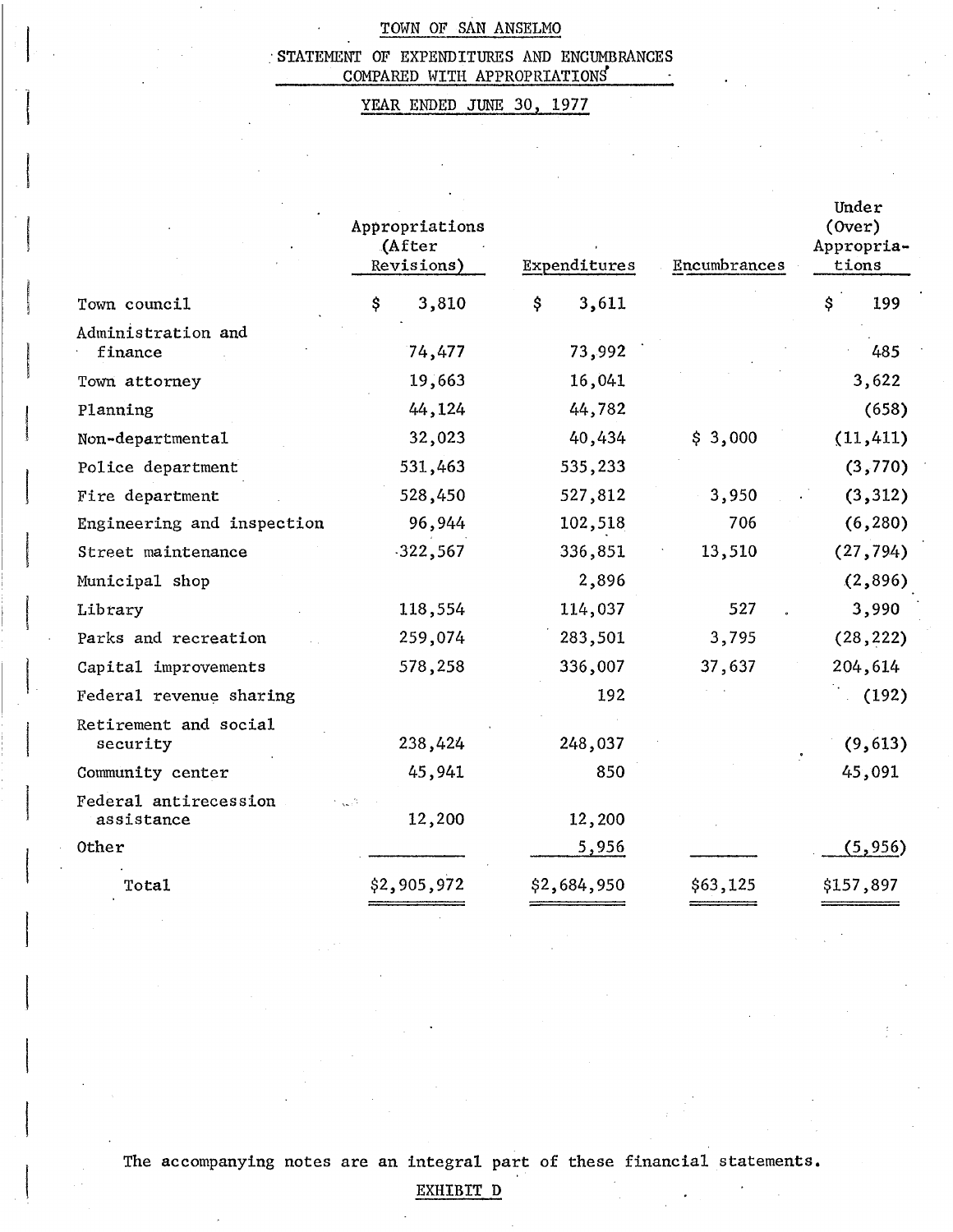TOWN OF SAN ANSELMO

STATEMENT OF EXPENDITURES AND ENCUMBRANCES COMPARED WITH APPROPRIATIONS

YEAR ENDED JUNE 30, 1977

| | Appropriations (After Revisions) | Expenditures | Encumbrances | Under (Over) Appropriations |
|---|---|---|---|---|
| Town council | $ 3,810 | $ 3,611 | | $ 199 |
| Administration and finance | 74,477 | 73,992 | | 485 |
| Town attorney | 19,663 | 16,041 | | 3,622 |
| Planning | 44,124 | 44,782 | | (658) |
| Non-departmental | 32,023 | 40,434 | $ 3,000 | (11,411) |
| Police department | 531,463 | 535,233 | | (3,770) |
| Fire department | 528,450 | 527,812 | 3,950 | (3,312) |
| Engineering and inspection | 96,944 | 102,518 | 706 | (6,280) |
| Street maintenance | 322,567 | 336,851 | 13,510 | (27,794) |
| Municipal shop | | 2,896 | | (2,896) |
| Library | 118,554 | 114,037 | 527 | 3,990 |
| Parks and recreation | 259,074 | 283,501 | 3,795 | (28,222) |
| Capital improvements | 578,258 | 336,007 | 37,637 | 204,614 |
| Federal revenue sharing | | 192 | | (192) |
| Retirement and social security | 238,424 | 248,037 | | (9,613) |
| Community center | 45,941 | 850 | | 45,091 |
| Federal antirecession assistance | 12,200 | 12,200 | | |
| Other | | 5,956 | | (5,956) |
| Total | $2,905,972 | $2,684,950 | $63,125 | $157,897 |

The accompanying notes are an integral part of these financial statements.

EXHIBIT D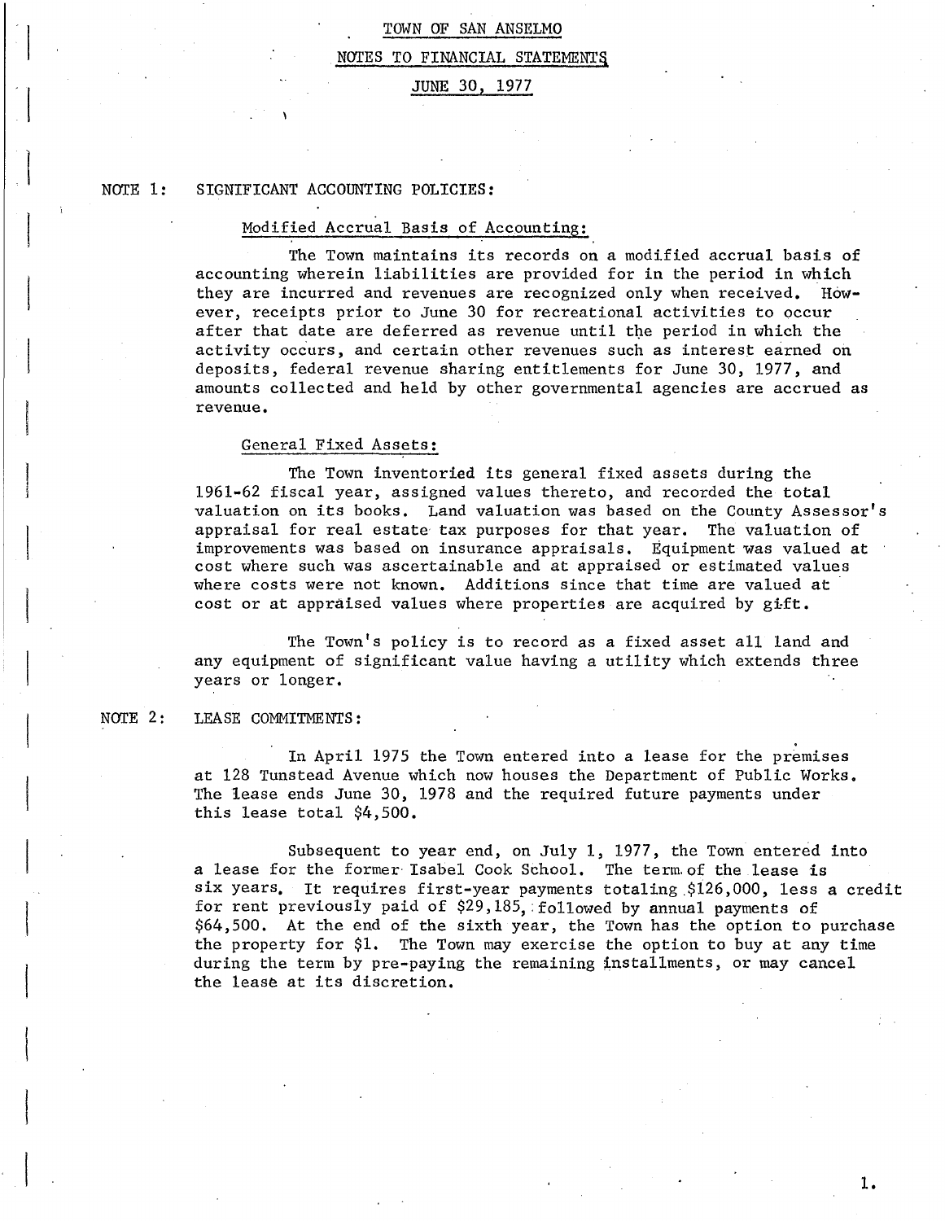# TOWN OF SAN ANSELMO

## NOTES TO FINANCIAL STATEMENTS

## JUNE 30, 1977

### NOTE 1: SIGNIFICANT ACCOUNTING POLICIES:

#### Modified Accrual Basis of Accounting:

The Town maintains its records on a modified accrual basis of accounting wherein liabilities are provided for in the period in which they are incurred and revenues are recognized only when received. However, receipts prior to June 30 for recreational activities to occur after that date are deferred as revenue until the period in which the activity occurs, and certain other revenues such as interest earned on deposits, federal revenue sharing entitlements for June 30, 1977, and amounts collected and held by other governmental agencies are accrued as revenue.

#### General Fixed Assets:

The Town inventoried its general fixed assets during the 1961-62 fiscal year, assigned values thereto, and recorded the total valuation on its books. Land valuation was based on the County Assessor's appraisal for real estate tax purposes for that year. The valuation of improvements was based on insurance appraisals. Equipment was valued at cost where such was ascertainable and at appraised or estimated values where costs were not known. Additions since that time are valued at cost or at appraised values where properties are acquired by gift.

The Town's policy is to record as a fixed asset all land and any equipment of significant value having a utility which extends three years or longer.

### NOTE 2: LEASE COMMITMENTS:

In April 1975 the Town entered into a lease for the premises at 128 Tunstead Avenue which now houses the Department of Public Works. The lease ends June 30, 1978 and the required future payments under this lease total $4,500.

Subsequent to year end, on July 1, 1977, the Town entered into a lease for the former Isabel Cook School. The term of the lease is six years. It requires first-year payments totaling $126,000, less a credit for rent previously paid of $29,185, followed by annual payments of $64,500. At the end of the sixth year, the Town has the option to purchase the property for $1. The Town may exercise the option to buy at any time during the term by pre-paying the remaining installments, or may cancel the lease at its discretion.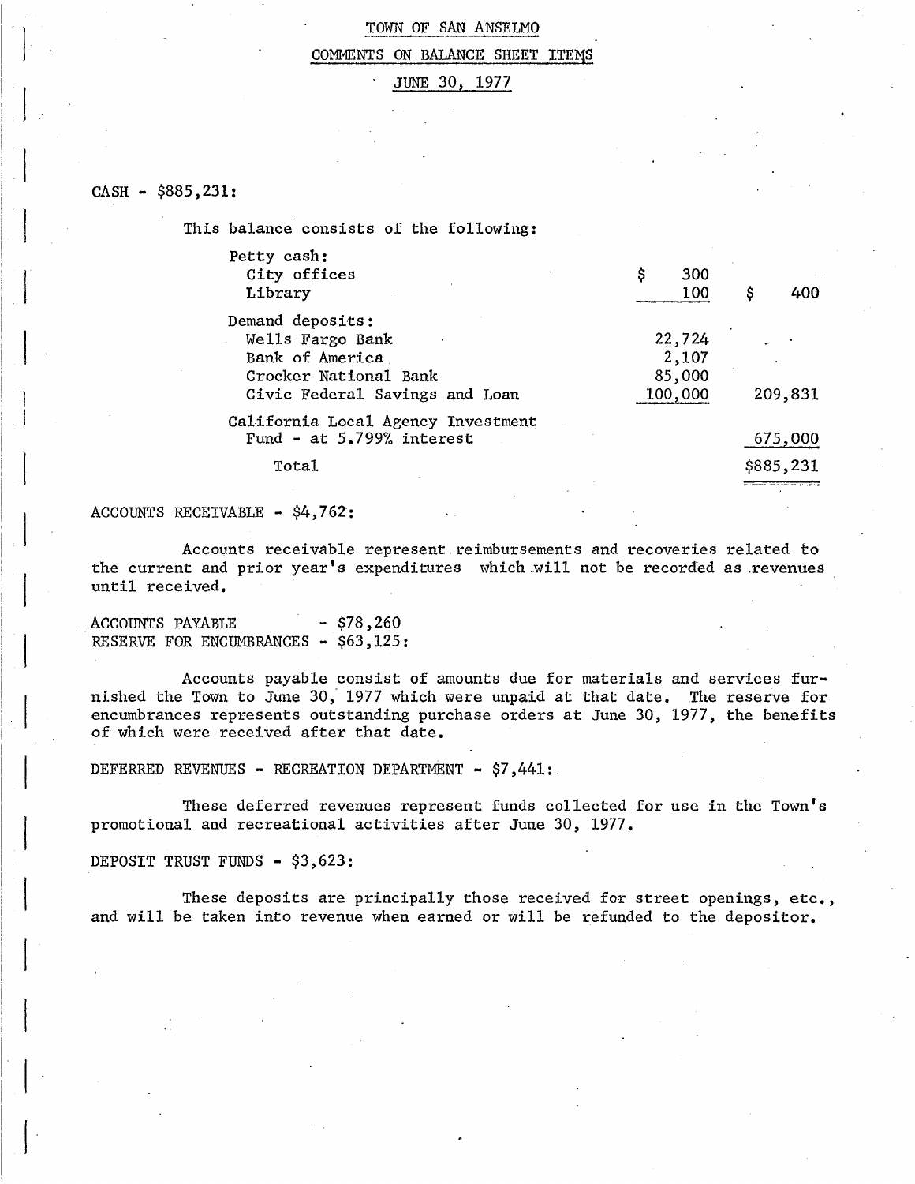# TOWN OF SAN ANSELMO

## COMMENTS ON BALANCE SHEET ITEMS

## JUNE 30, 1977

CASH - $885,231:

This balance consists of the following:

| | | |
|---|---|---|
| Petty cash: | | |
| City offices | $ 300 | |
| Library | 100 | $ 400 |
| Demand deposits: | | |
| Wells Fargo Bank | 22,724 | |
| Bank of America | 2,107 | |
| Crocker National Bank | 85,000 | |
| Civic Federal Savings and Loan | 100,000 | 209,831 |
| California Local Agency Investment Fund - at 5.799% interest | | 675,000 |
| Total | | $885,231 |

ACCOUNTS RECEIVABLE - $4,762:

Accounts receivable represent reimbursements and recoveries related to the current and prior year's expenditures which will not be recorded as revenues until received.

ACCOUNTS PAYABLE - $78,260
RESERVE FOR ENCUMBRANCES - $63,125:

Accounts payable consist of amounts due for materials and services furnished the Town to June 30, 1977 which were unpaid at that date. The reserve for encumbrances represents outstanding purchase orders at June 30, 1977, the benefits of which were received after that date.

DEFERRED REVENUES - RECREATION DEPARTMENT - $7,441:

These deferred revenues represent funds collected for use in the Town's promotional and recreational activities after June 30, 1977.

DEPOSIT TRUST FUNDS - $3,623:

These deposits are principally those received for street openings, etc., and will be taken into revenue when earned or will be refunded to the depositor.